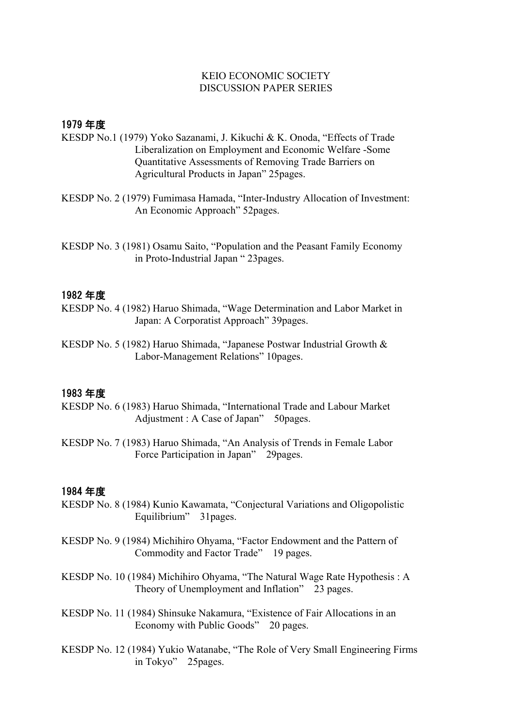# KEIO ECONOMIC SOCIETY
# DISCUSSION PAPER SERIES

## 1979 年度

KESDP No.1 (1979) Yoko Sazanami, J. Kikuchi & K. Onoda, "Effects of Trade Liberalization on Employment and Economic Welfare -Some Quantitative Assessments of Removing Trade Barriers on Agricultural Products in Japan" 25pages.

KESDP No. 2 (1979) Fumimasa Hamada, "Inter-Industry Allocation of Investment: An Economic Approach" 52pages.

KESDP No. 3 (1981) Osamu Saito, "Population and the Peasant Family Economy in Proto-Industrial Japan " 23pages.

## 1982 年度

KESDP No. 4 (1982) Haruo Shimada, "Wage Determination and Labor Market in Japan: A Corporatist Approach" 39pages.

KESDP No. 5 (1982) Haruo Shimada, "Japanese Postwar Industrial Growth & Labor-Management Relations" 10pages.

## 1983 年度

KESDP No. 6 (1983) Haruo Shimada, "International Trade and Labour Market Adjustment : A Case of Japan" 50pages.

KESDP No. 7 (1983) Haruo Shimada, "An Analysis of Trends in Female Labor Force Participation in Japan" 29pages.

## 1984 年度

KESDP No. 8 (1984) Kunio Kawamata, "Conjectural Variations and Oligopolistic Equilibrium" 31pages.

KESDP No. 9 (1984) Michihiro Ohyama, "Factor Endowment and the Pattern of Commodity and Factor Trade" 19 pages.

KESDP No. 10 (1984) Michihiro Ohyama, "The Natural Wage Rate Hypothesis : A Theory of Unemployment and Inflation" 23 pages.

KESDP No. 11 (1984) Shinsuke Nakamura, "Existence of Fair Allocations in an Economy with Public Goods" 20 pages.

KESDP No. 12 (1984) Yukio Watanabe, "The Role of Very Small Engineering Firms in Tokyo" 25pages.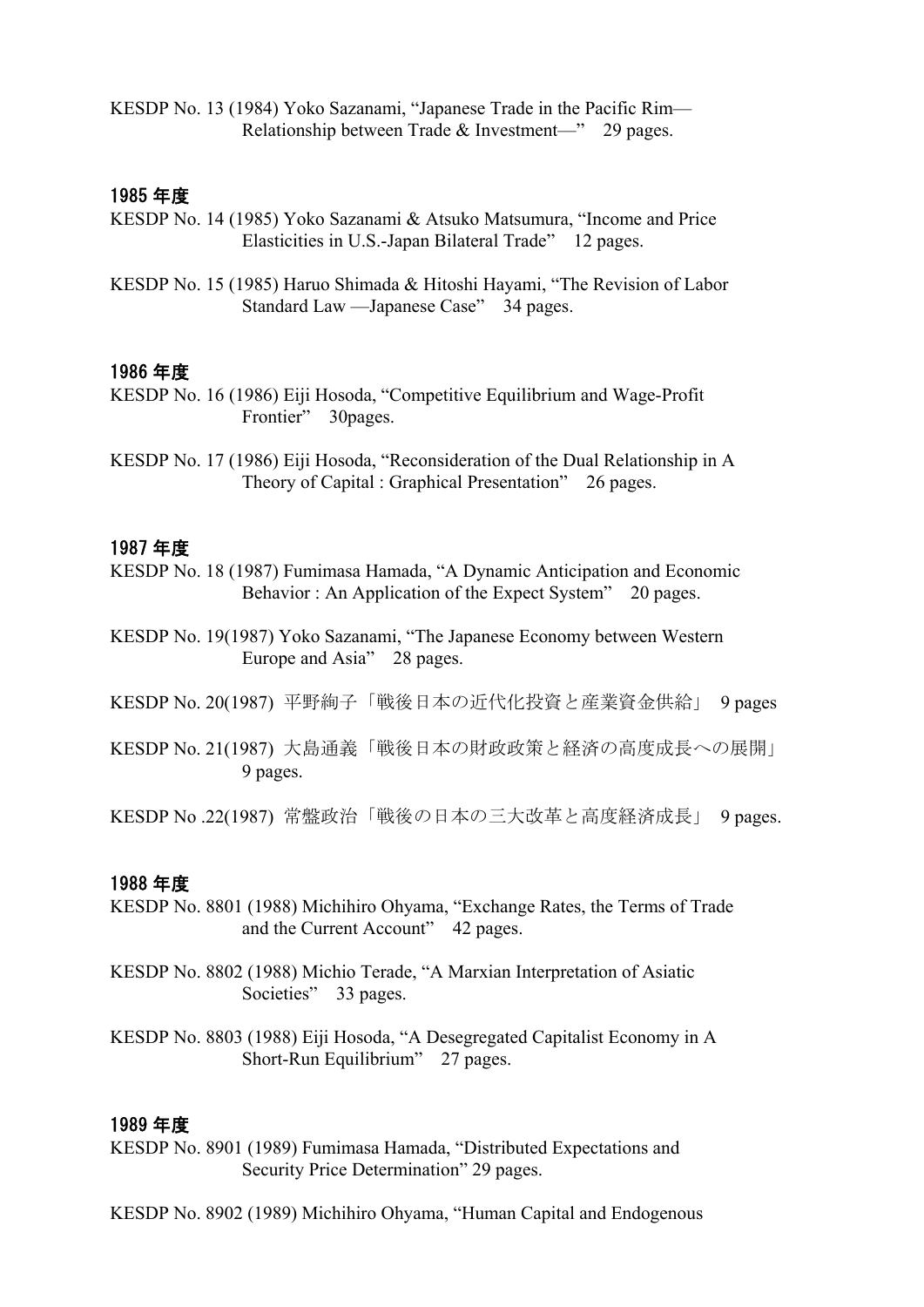KESDP No. 13 (1984) Yoko Sazanami, "Japanese Trade in the Pacific Rim—Relationship between Trade & Investment—" 29 pages.

## 1985 年度

KESDP No. 14 (1985) Yoko Sazanami & Atsuko Matsumura, "Income and Price Elasticities in U.S.-Japan Bilateral Trade" 12 pages.

KESDP No. 15 (1985) Haruo Shimada & Hitoshi Hayami, "The Revision of Labor Standard Law —Japanese Case" 34 pages.

## 1986 年度

KESDP No. 16 (1986) Eiji Hosoda, "Competitive Equilibrium and Wage-Profit Frontier" 30pages.

KESDP No. 17 (1986) Eiji Hosoda, "Reconsideration of the Dual Relationship in A Theory of Capital : Graphical Presentation" 26 pages.

## 1987 年度

KESDP No. 18 (1987) Fumimasa Hamada, "A Dynamic Anticipation and Economic Behavior : An Application of the Expect System" 20 pages.

KESDP No. 19(1987) Yoko Sazanami, "The Japanese Economy between Western Europe and Asia" 28 pages.

KESDP No. 20(1987) 平野絢子「戦後日本の近代化投資と産業資金供給」 9 pages

KESDP No. 21(1987) 大島通義「戦後日本の財政政策と経済の高度成長への展開」 9 pages.

KESDP No .22(1987) 常盤政治「戦後の日本の三大改革と高度経済成長」 9 pages.

## 1988 年度

KESDP No. 8801 (1988) Michihiro Ohyama, "Exchange Rates, the Terms of Trade and the Current Account" 42 pages.

KESDP No. 8802 (1988) Michio Terade, "A Marxian Interpretation of Asiatic Societies" 33 pages.

KESDP No. 8803 (1988) Eiji Hosoda, "A Desegregated Capitalist Economy in A Short-Run Equilibrium" 27 pages.

## 1989 年度

KESDP No. 8901 (1989) Fumimasa Hamada, "Distributed Expectations and Security Price Determination" 29 pages.

KESDP No. 8902 (1989) Michihiro Ohyama, "Human Capital and Endogenous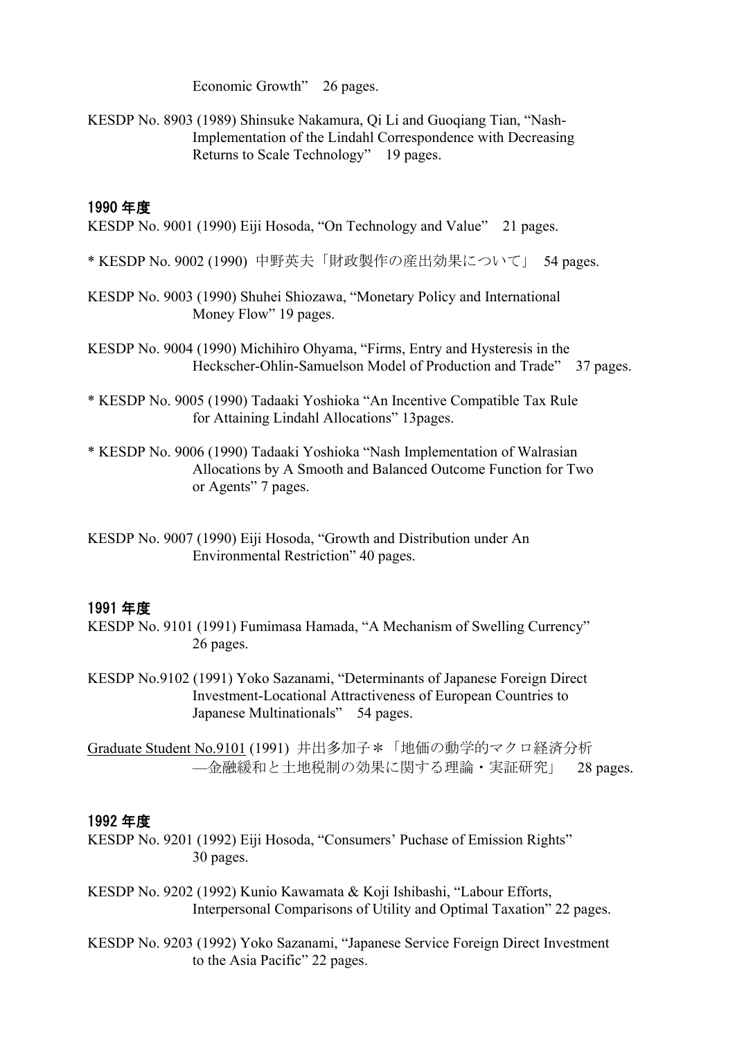Economic Growth" 26 pages.

KESDP No. 8903 (1989) Shinsuke Nakamura, Qi Li and Guoqiang Tian, "Nash-Implementation of the Lindahl Correspondence with Decreasing Returns to Scale Technology" 19 pages.

## 1990 年度

KESDP No. 9001 (1990) Eiji Hosoda, "On Technology and Value" 21 pages.

* KESDP No. 9002 (1990) 中野英夫「財政製作の産出効果について」 54 pages.

KESDP No. 9003 (1990) Shuhei Shiozawa, "Monetary Policy and International Money Flow" 19 pages.

KESDP No. 9004 (1990) Michihiro Ohyama, "Firms, Entry and Hysteresis in the Heckscher-Ohlin-Samuelson Model of Production and Trade" 37 pages.

* KESDP No. 9005 (1990) Tadaaki Yoshioka "An Incentive Compatible Tax Rule for Attaining Lindahl Allocations" 13pages.

* KESDP No. 9006 (1990) Tadaaki Yoshioka "Nash Implementation of Walrasian Allocations by A Smooth and Balanced Outcome Function for Two or Agents" 7 pages.

KESDP No. 9007 (1990) Eiji Hosoda, "Growth and Distribution under An Environmental Restriction" 40 pages.

## 1991 年度

KESDP No. 9101 (1991) Fumimasa Hamada, "A Mechanism of Swelling Currency" 26 pages.

KESDP No.9102 (1991) Yoko Sazanami, "Determinants of Japanese Foreign Direct Investment-Locational Attractiveness of European Countries to Japanese Multinationals" 54 pages.

Graduate Student No.9101 (1991) 井出多加子＊「地価の動学的マクロ経済分析—金融緩和と土地税制の効果に関する理論・実証研究」 28 pages.

## 1992 年度

KESDP No. 9201 (1992) Eiji Hosoda, "Consumers' Puchase of Emission Rights" 30 pages.

KESDP No. 9202 (1992) Kunio Kawamata & Koji Ishibashi, "Labour Efforts, Interpersonal Comparisons of Utility and Optimal Taxation" 22 pages.

KESDP No. 9203 (1992) Yoko Sazanami, "Japanese Service Foreign Direct Investment to the Asia Pacific" 22 pages.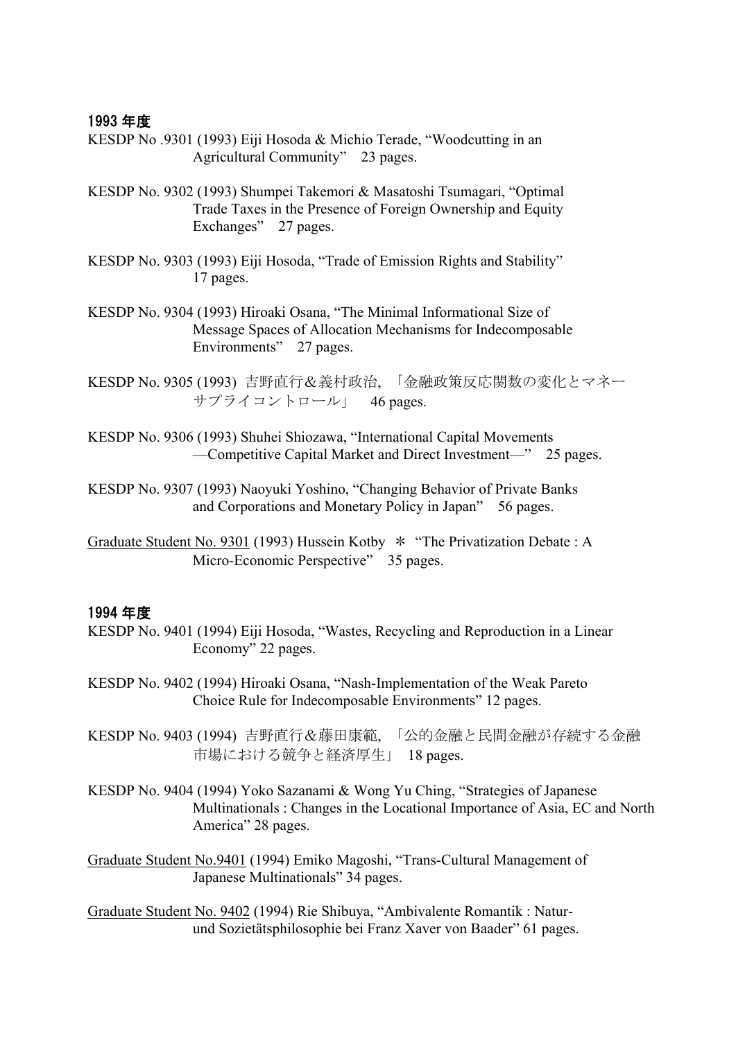## 1993 年度

KESDP No .9301 (1993) Eiji Hosoda & Michio Terade, "Woodcutting in an Agricultural Community"　23 pages.

KESDP No. 9302 (1993) Shumpei Takemori & Masatoshi Tsumagari, "Optimal Trade Taxes in the Presence of Foreign Ownership and Equity Exchanges"　27 pages.

KESDP No. 9303 (1993) Eiji Hosoda, "Trade of Emission Rights and Stability" 17 pages.

KESDP No. 9304 (1993) Hiroaki Osana, "The Minimal Informational Size of Message Spaces of Allocation Mechanisms for Indecomposable Environments"　27 pages.

KESDP No. 9305 (1993) 吉野直行＆義村政治, 「金融政策反応関数の変化とマネーサプライコントロール」　46 pages.

KESDP No. 9306 (1993) Shuhei Shiozawa, "International Capital Movements —Competitive Capital Market and Direct Investment—"　25 pages.

KESDP No. 9307 (1993) Naoyuki Yoshino, "Changing Behavior of Private Banks and Corporations and Monetary Policy in Japan"　56 pages.

<u>Graduate Student No. 9301</u> (1993) Hussein Kotby　＊ "The Privatization Debate : A Micro-Economic Perspective"　35 pages.

## 1994 年度

KESDP No. 9401 (1994) Eiji Hosoda, "Wastes, Recycling and Reproduction in a Linear Economy" 22 pages.

KESDP No. 9402 (1994) Hiroaki Osana, "Nash-Implementation of the Weak Pareto Choice Rule for Indecomposable Environments" 12 pages.

KESDP No. 9403 (1994) 吉野直行＆藤田康範, 「公的金融と民間金融が存続する金融市場における競争と経済厚生」 18 pages.

KESDP No. 9404 (1994) Yoko Sazanami & Wong Yu Ching, "Strategies of Japanese Multinationals : Changes in the Locational Importance of Asia, EC and North America" 28 pages.

<u>Graduate Student No.9401</u> (1994) Emiko Magoshi, "Trans-Cultural Management of Japanese Multinationals" 34 pages.

<u>Graduate Student No. 9402</u> (1994) Rie Shibuya, "Ambivalente Romantik : Natur- und Sozietätsphilosophie bei Franz Xaver von Baader" 61 pages.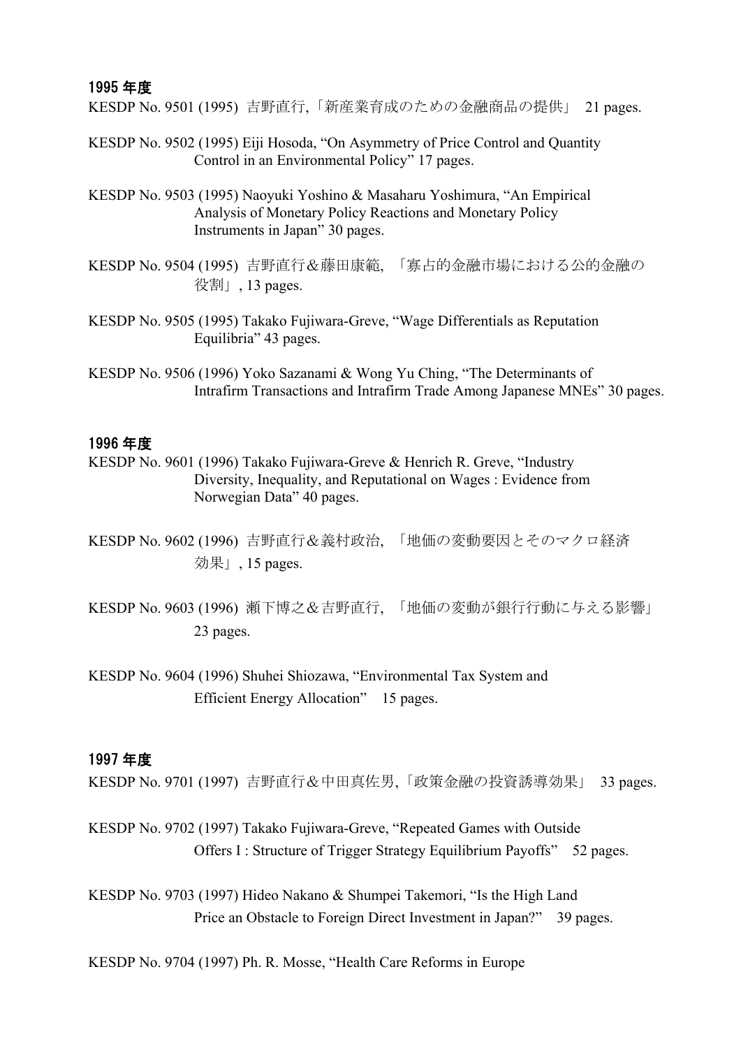## 1995 年度

KESDP No. 9501 (1995) 吉野直行,「新産業育成のための金融商品の提供」 21 pages.

KESDP No. 9502 (1995) Eiji Hosoda, "On Asymmetry of Price Control and Quantity Control in an Environmental Policy" 17 pages.

KESDP No. 9503 (1995) Naoyuki Yoshino & Masaharu Yoshimura, "An Empirical Analysis of Monetary Policy Reactions and Monetary Policy Instruments in Japan" 30 pages.

KESDP No. 9504 (1995) 吉野直行＆藤田康範, 「寡占的金融市場における公的金融の役割」, 13 pages.

KESDP No. 9505 (1995) Takako Fujiwara-Greve, "Wage Differentials as Reputation Equilibria" 43 pages.

KESDP No. 9506 (1996) Yoko Sazanami & Wong Yu Ching, "The Determinants of Intrafirm Transactions and Intrafirm Trade Among Japanese MNEs" 30 pages.

## 1996 年度

KESDP No. 9601 (1996) Takako Fujiwara-Greve & Henrich R. Greve, "Industry Diversity, Inequality, and Reputational on Wages : Evidence from Norwegian Data" 40 pages.

KESDP No. 9602 (1996) 吉野直行＆義村政治, 「地価の変動要因とそのマクロ経済効果」, 15 pages.

KESDP No. 9603 (1996) 瀬下博之＆吉野直行, 「地価の変動が銀行行動に与える影響」 23 pages.

KESDP No. 9604 (1996) Shuhei Shiozawa, "Environmental Tax System and Efficient Energy Allocation" 15 pages.

## 1997 年度

KESDP No. 9701 (1997) 吉野直行＆中田真佐男,「政策金融の投資誘導効果」 33 pages.

KESDP No. 9702 (1997) Takako Fujiwara-Greve, "Repeated Games with Outside Offers I : Structure of Trigger Strategy Equilibrium Payoffs" 52 pages.

KESDP No. 9703 (1997) Hideo Nakano & Shumpei Takemori, "Is the High Land Price an Obstacle to Foreign Direct Investment in Japan?" 39 pages.

KESDP No. 9704 (1997) Ph. R. Mosse, "Health Care Reforms in Europe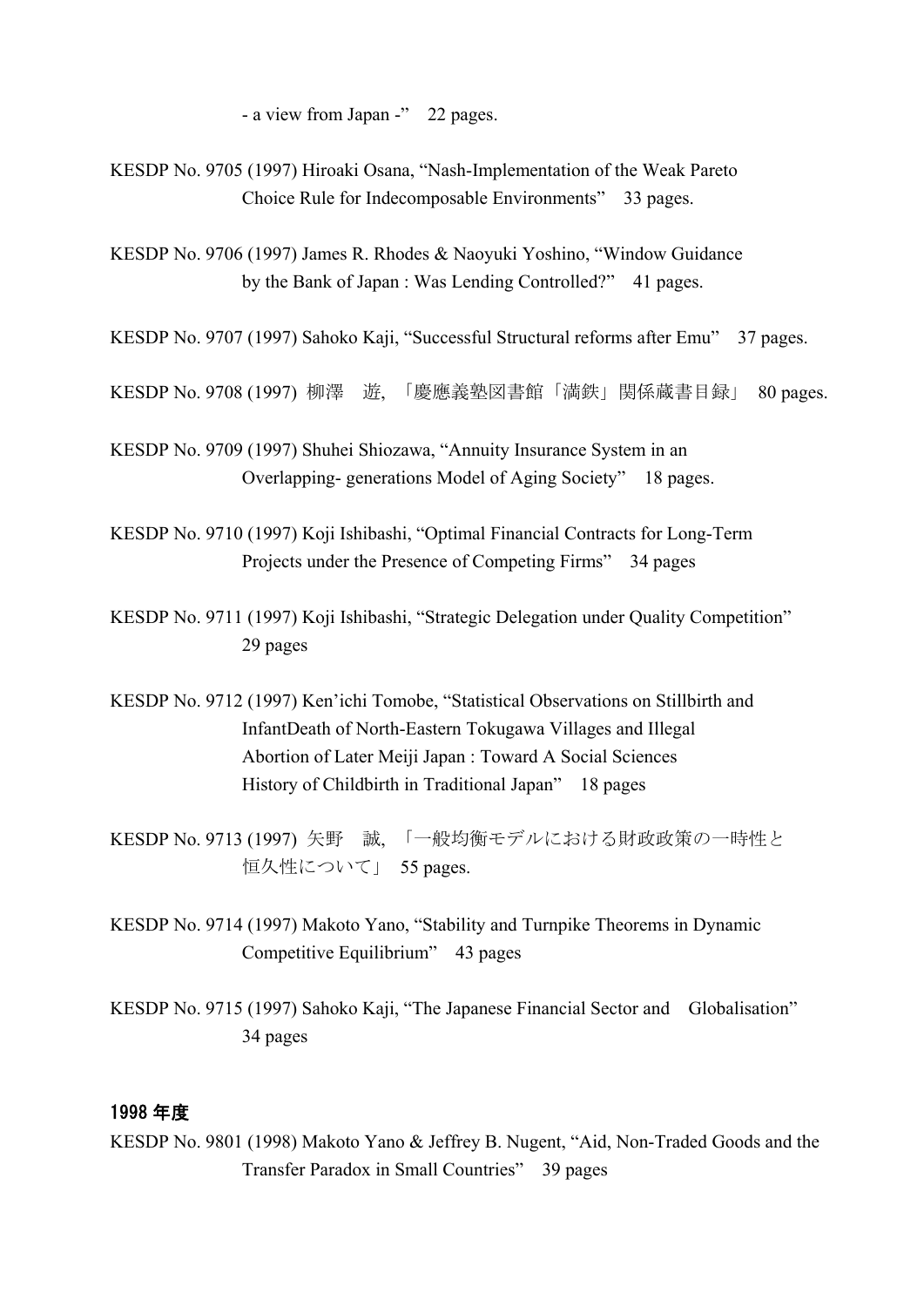- a view from Japan -"　22 pages.

KESDP No. 9705 (1997) Hiroaki Osana, "Nash-Implementation of the Weak Pareto Choice Rule for Indecomposable Environments"　33 pages.

KESDP No. 9706 (1997) James R. Rhodes & Naoyuki Yoshino, "Window Guidance by the Bank of Japan : Was Lending Controlled?"　41 pages.

KESDP No. 9707 (1997) Sahoko Kaji, "Successful Structural reforms after Emu"　37 pages.

KESDP No. 9708 (1997) 柳澤　遊, 「慶應義塾図書館「満鉄」関係蔵書目録」 80 pages.

KESDP No. 9709 (1997) Shuhei Shiozawa, "Annuity Insurance System in an Overlapping- generations Model of Aging Society"　18 pages.

KESDP No. 9710 (1997) Koji Ishibashi, "Optimal Financial Contracts for Long-Term Projects under the Presence of Competing Firms"　34 pages

KESDP No. 9711 (1997) Koji Ishibashi, "Strategic Delegation under Quality Competition" 29 pages

KESDP No. 9712 (1997) Ken'ichi Tomobe, "Statistical Observations on Stillbirth and InfantDeath of North-Eastern Tokugawa Villages and Illegal Abortion of Later Meiji Japan : Toward A Social Sciences History of Childbirth in Traditional Japan"　18 pages

KESDP No. 9713 (1997) 矢野　誠, 「一般均衡モデルにおける財政政策の一時性と恒久性について」 55 pages.

KESDP No. 9714 (1997) Makoto Yano, "Stability and Turnpike Theorems in Dynamic Competitive Equilibrium"　43 pages

KESDP No. 9715 (1997) Sahoko Kaji, "The Japanese Financial Sector and　Globalisation" 34 pages

## 1998 年度

KESDP No. 9801 (1998) Makoto Yano & Jeffrey B. Nugent, "Aid, Non-Traded Goods and the Transfer Paradox in Small Countries"　39 pages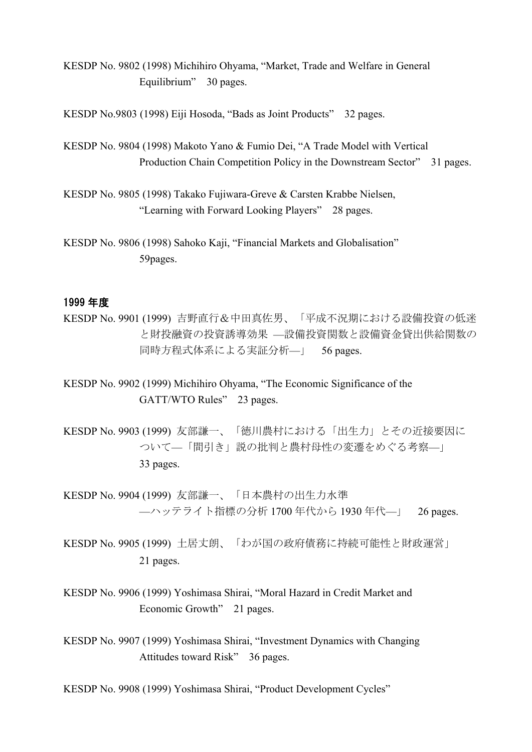KESDP No. 9802 (1998) Michihiro Ohyama, “Market, Trade and Welfare in General Equilibrium” 30 pages.

KESDP No.9803 (1998) Eiji Hosoda, “Bads as Joint Products” 32 pages.

KESDP No. 9804 (1998) Makoto Yano & Fumio Dei, “A Trade Model with Vertical Production Chain Competition Policy in the Downstream Sector” 31 pages.

KESDP No. 9805 (1998) Takako Fujiwara-Greve & Carsten Krabbe Nielsen, “Learning with Forward Looking Players” 28 pages.

KESDP No. 9806 (1998) Sahoko Kaji, “Financial Markets and Globalisation” 59pages.

## 1999 年度

KESDP No. 9901 (1999) 吉野直行＆中田真佐男、「平成不況期における設備投資の低迷と財投融資の投資誘導効果 —設備投資関数と設備資金貸出供給関数の同時方程式体系による実証分析—」 56 pages.

KESDP No. 9902 (1999) Michihiro Ohyama, “The Economic Significance of the GATT/WTO Rules” 23 pages.

KESDP No. 9903 (1999) 友部謙一、「徳川農村における「出生力」とその近接要因について—「間引き」説の批判と農村母性の変遷をめぐる考察—」 33 pages.

KESDP No. 9904 (1999) 友部謙一、「日本農村の出生力水準 —ハッテライト指標の分析 1700 年代から 1930 年代—」 26 pages.

KESDP No. 9905 (1999) 土居丈朗、「わが国の政府債務に持続可能性と財政運営」 21 pages.

KESDP No. 9906 (1999) Yoshimasa Shirai, “Moral Hazard in Credit Market and Economic Growth” 21 pages.

KESDP No. 9907 (1999) Yoshimasa Shirai, “Investment Dynamics with Changing Attitudes toward Risk” 36 pages.

KESDP No. 9908 (1999) Yoshimasa Shirai, “Product Development Cycles”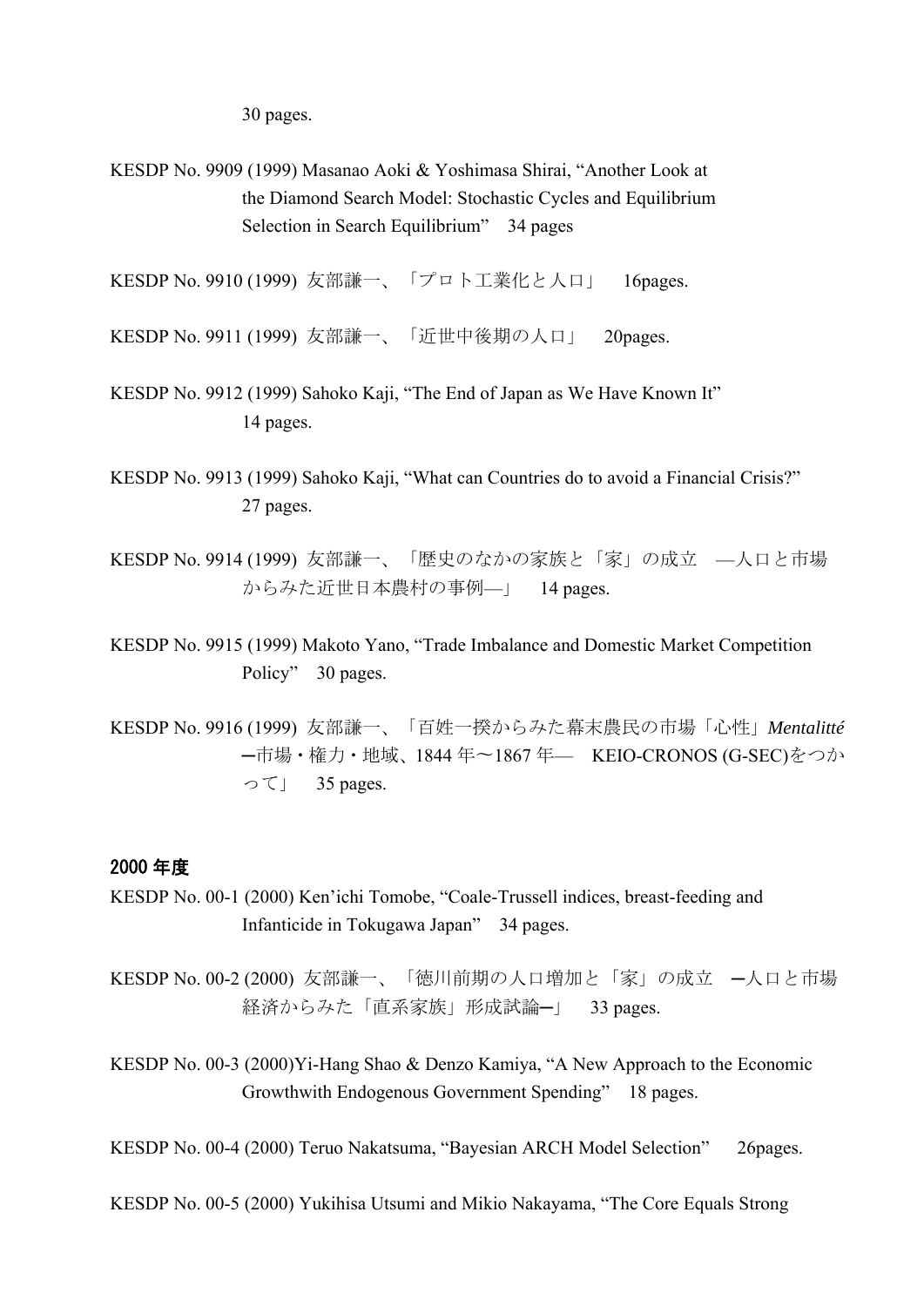30 pages.

KESDP No. 9909 (1999) Masanao Aoki & Yoshimasa Shirai, “Another Look at the Diamond Search Model: Stochastic Cycles and Equilibrium Selection in Search Equilibrium” 34 pages

KESDP No. 9910 (1999) 友部謙一、「プロト工業化と人口」 16pages.

KESDP No. 9911 (1999) 友部謙一、「近世中後期の人口」 20pages.

KESDP No. 9912 (1999) Sahoko Kaji, “The End of Japan as We Have Known It” 14 pages.

KESDP No. 9913 (1999) Sahoko Kaji, “What can Countries do to avoid a Financial Crisis?” 27 pages.

KESDP No. 9914 (1999) 友部謙一、「歴史のなかの家族と「家」の成立 ―人口と市場からみた近世日本農村の事例―」 14 pages.

KESDP No. 9915 (1999) Makoto Yano, “Trade Imbalance and Domestic Market Competition Policy” 30 pages.

KESDP No. 9916 (1999) 友部謙一、「百姓一揆からみた幕末農民の市場「心性」*Mentalitté* ─市場・権力・地域、1844 年～1867 年― KEIO-CRONOS (G-SEC)をつかって」 35 pages.

## 2000 年度

KESDP No. 00-1 (2000) Ken’ichi Tomobe, “Coale-Trussell indices, breast-feeding and Infanticide in Tokugawa Japan” 34 pages.

KESDP No. 00-2 (2000) 友部謙一、「徳川前期の人口増加と「家」の成立 ─人口と市場経済からみた「直系家族」形成試論─」 33 pages.

KESDP No. 00-3 (2000)Yi-Hang Shao & Denzo Kamiya, “A New Approach to the Economic Growthwith Endogenous Government Spending” 18 pages.

KESDP No. 00-4 (2000) Teruo Nakatsuma, “Bayesian ARCH Model Selection” 26pages.

KESDP No. 00-5 (2000) Yukihisa Utsumi and Mikio Nakayama, “The Core Equals Strong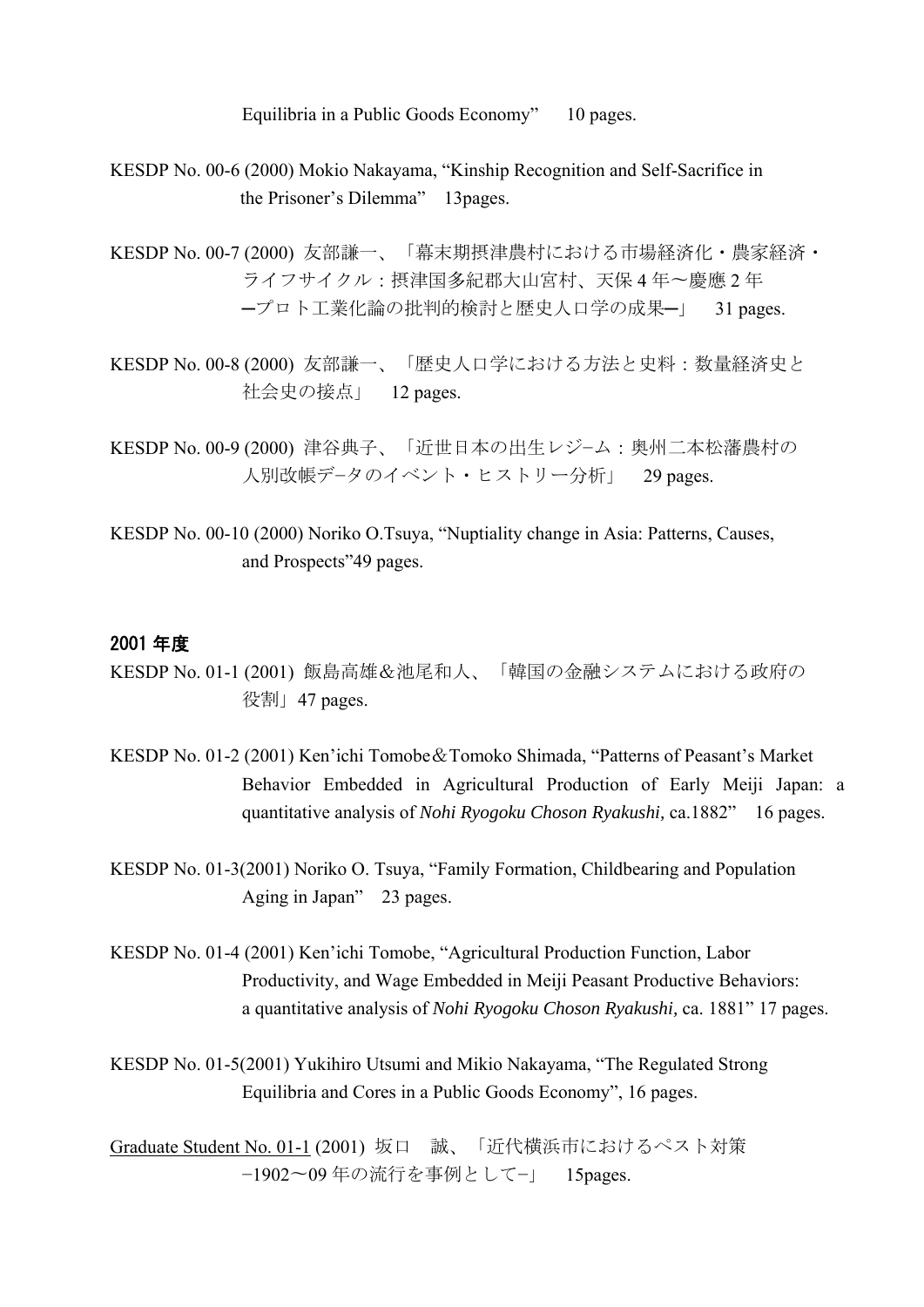Equilibria in a Public Goods Economy"　10 pages.

KESDP No. 00-6 (2000) Mokio Nakayama, "Kinship Recognition and Self-Sacrifice in the Prisoner's Dilemma"　13pages.

KESDP No. 00-7 (2000) 友部謙一、「幕末期摂津農村における市場経済化・農家経済・ライフサイクル：摂津国多紀郡大山宮村、天保 4 年〜慶應 2 年 ─プロト工業化論の批判的検討と歴史人口学の成果─」　31 pages.

KESDP No. 00-8 (2000) 友部謙一、「歴史人口学における方法と史料：数量経済史と社会史の接点」　12 pages.

KESDP No. 00-9 (2000) 津谷典子、「近世日本の出生レジ−ム：奥州二本松藩農村の人別改帳デ−タのイベント・ヒストリー分析」　29 pages.

KESDP No. 00-10 (2000) Noriko O.Tsuya, "Nuptiality change in Asia: Patterns, Causes, and Prospects"49 pages.

## 2001 年度

KESDP No. 01-1 (2001) 飯島高雄＆池尾和人、「韓国の金融システムにおける政府の役割」47 pages.

KESDP No. 01-2 (2001) Ken'ichi Tomobe＆Tomoko Shimada, "Patterns of Peasant's Market Behavior Embedded in Agricultural Production of Early Meiji Japan: a quantitative analysis of *Nohi Ryogoku Choson Ryakushi,* ca.1882"　16 pages.

KESDP No. 01-3(2001) Noriko O. Tsuya, "Family Formation, Childbearing and Population Aging in Japan"　23 pages.

KESDP No. 01-4 (2001) Ken'ichi Tomobe, "Agricultural Production Function, Labor Productivity, and Wage Embedded in Meiji Peasant Productive Behaviors: a quantitative analysis of *Nohi Ryogoku Choson Ryakushi,* ca. 1881" 17 pages.

KESDP No. 01-5(2001) Yukihiro Utsumi and Mikio Nakayama, "The Regulated Strong Equilibria and Cores in a Public Goods Economy", 16 pages.

Graduate Student No. 01-1 (2001) 坂口　誠、「近代横浜市におけるペスト対策 −1902〜09 年の流行を事例として−」　15pages.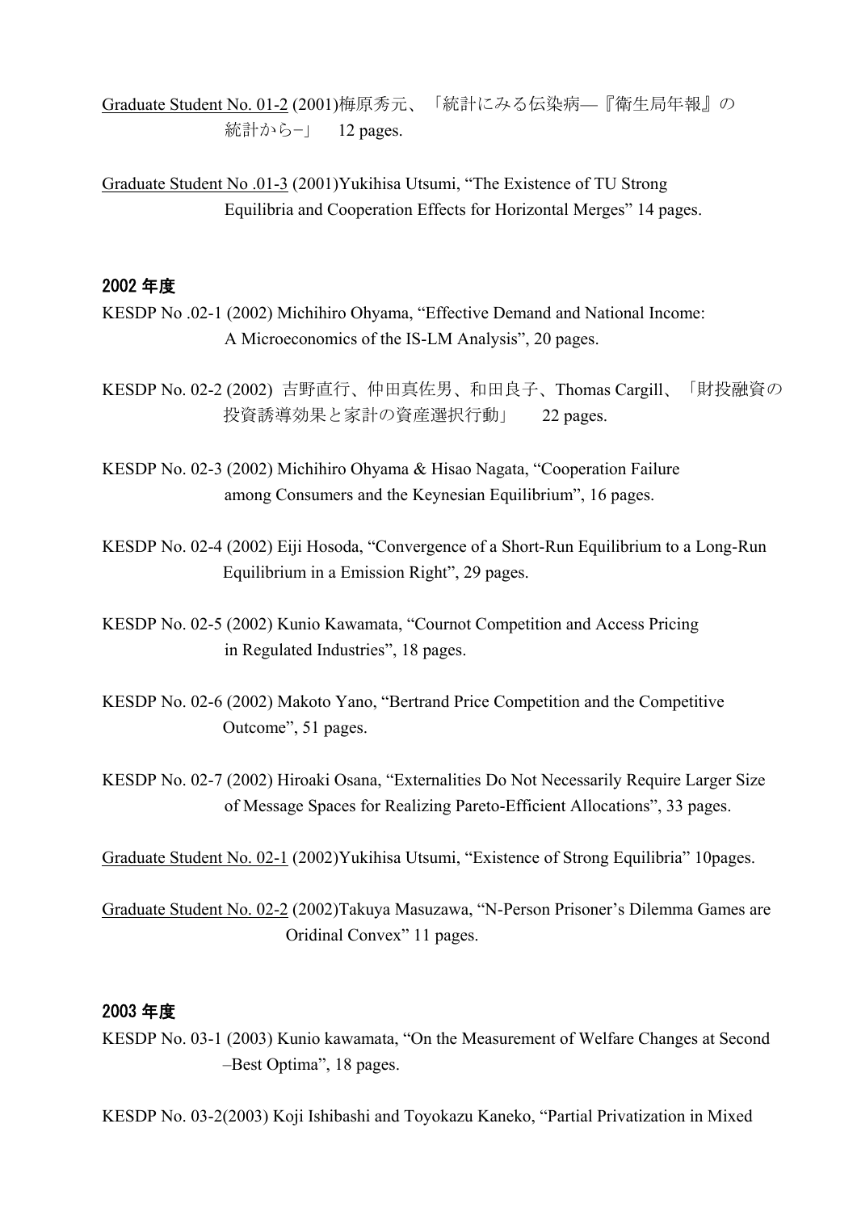Graduate Student No. 01-2 (2001)梅原秀元、「統計にみる伝染病—『衛生局年報』の統計から−」　12 pages.

Graduate Student No .01-3 (2001)Yukihisa Utsumi, "The Existence of TU Strong Equilibria and Cooperation Effects for Horizontal Merges" 14 pages.

## 2002 年度

KESDP No .02-1 (2002) Michihiro Ohyama, "Effective Demand and National Income: A Microeconomics of the IS-LM Analysis", 20 pages.

KESDP No. 02-2 (2002) 吉野直行、仲田真佐男、和田良子、Thomas Cargill、「財投融資の投資誘導効果と家計の資産選択行動」　22 pages.

KESDP No. 02-3 (2002) Michihiro Ohyama & Hisao Nagata, "Cooperation Failure among Consumers and the Keynesian Equilibrium", 16 pages.

KESDP No. 02-4 (2002) Eiji Hosoda, "Convergence of a Short-Run Equilibrium to a Long-Run Equilibrium in a Emission Right", 29 pages.

KESDP No. 02-5 (2002) Kunio Kawamata, "Cournot Competition and Access Pricing in Regulated Industries", 18 pages.

KESDP No. 02-6 (2002) Makoto Yano, "Bertrand Price Competition and the Competitive Outcome", 51 pages.

KESDP No. 02-7 (2002) Hiroaki Osana, "Externalities Do Not Necessarily Require Larger Size of Message Spaces for Realizing Pareto-Efficient Allocations", 33 pages.

Graduate Student No. 02-1 (2002)Yukihisa Utsumi, "Existence of Strong Equilibria" 10pages.

Graduate Student No. 02-2 (2002)Takuya Masuzawa, "N-Person Prisoner's Dilemma Games are Oridinal Convex" 11 pages.

## 2003 年度

KESDP No. 03-1 (2003) Kunio kawamata, "On the Measurement of Welfare Changes at Second –Best Optima", 18 pages.

KESDP No. 03-2(2003) Koji Ishibashi and Toyokazu Kaneko, "Partial Privatization in Mixed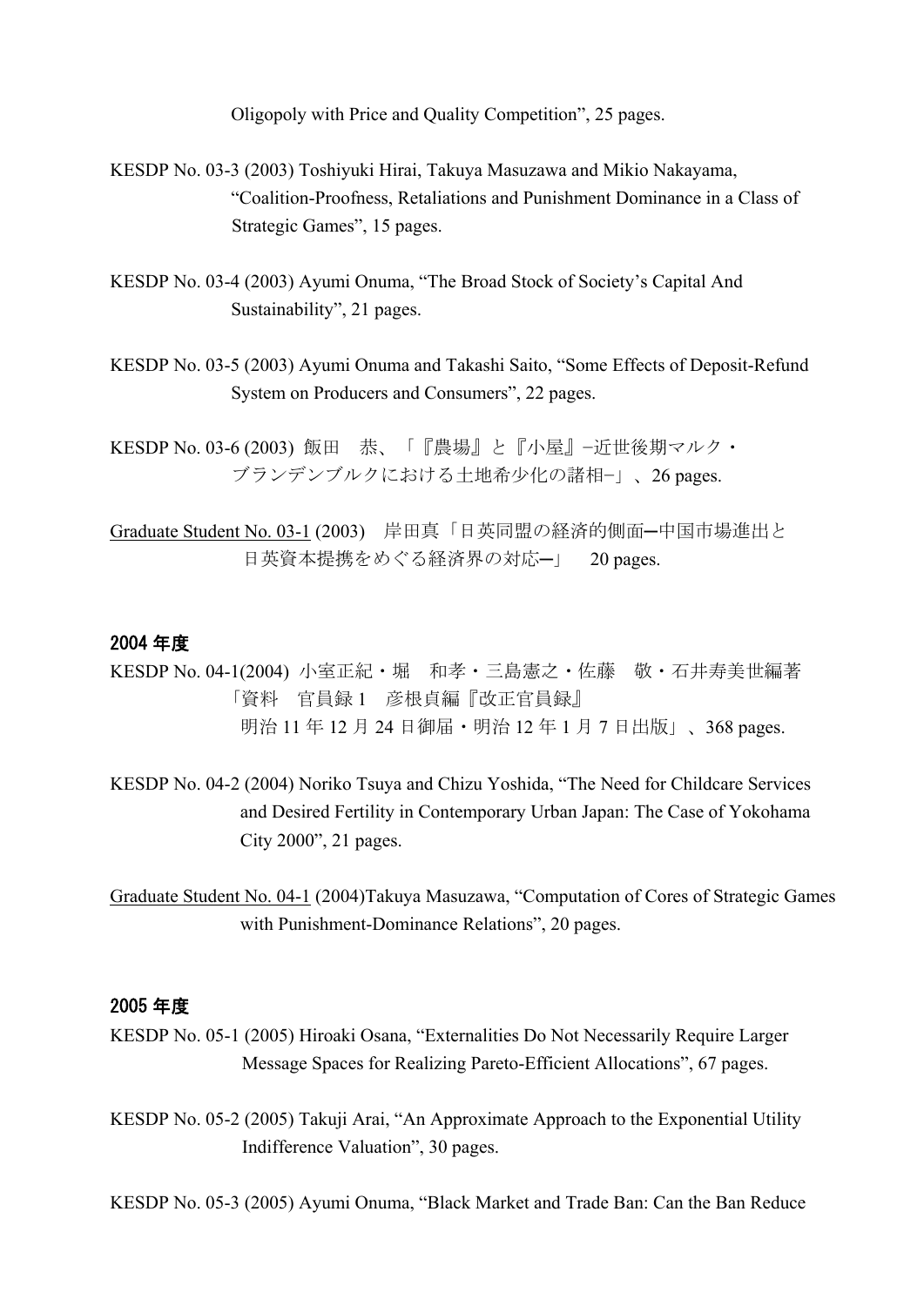Oligopoly with Price and Quality Competition", 25 pages.

KESDP No. 03-3 (2003) Toshiyuki Hirai, Takuya Masuzawa and Mikio Nakayama, "Coalition-Proofness, Retaliations and Punishment Dominance in a Class of Strategic Games", 15 pages.

KESDP No. 03-4 (2003) Ayumi Onuma, "The Broad Stock of Society's Capital And Sustainability", 21 pages.

KESDP No. 03-5 (2003) Ayumi Onuma and Takashi Saito, "Some Effects of Deposit-Refund System on Producers and Consumers", 22 pages.

KESDP No. 03-6 (2003) 飯田　恭、「『農場』と『小屋』−近世後期マルク・ブランデンブルクにおける土地希少化の諸相−」、26 pages.

Graduate Student No. 03-1 (2003)　岸田真「日英同盟の経済的側面―中国市場進出と日英資本提携をめぐる経済界の対応―」　20 pages.

## 2004 年度

KESDP No. 04-1(2004) 小室正紀・堀　和孝・三島憲之・佐藤　敬・石井寿美世編著「資料　官員録 1　彦根貞編『改正官員録』明治 11 年 12 月 24 日御届・明治 12 年 1 月 7 日出版」、368 pages.

KESDP No. 04-2 (2004) Noriko Tsuya and Chizu Yoshida, "The Need for Childcare Services and Desired Fertility in Contemporary Urban Japan: The Case of Yokohama City 2000", 21 pages.

Graduate Student No. 04-1 (2004)Takuya Masuzawa, "Computation of Cores of Strategic Games with Punishment-Dominance Relations", 20 pages.

## 2005 年度

KESDP No. 05-1 (2005) Hiroaki Osana, "Externalities Do Not Necessarily Require Larger Message Spaces for Realizing Pareto-Efficient Allocations", 67 pages.

KESDP No. 05-2 (2005) Takuji Arai, "An Approximate Approach to the Exponential Utility Indifference Valuation", 30 pages.

KESDP No. 05-3 (2005) Ayumi Onuma, "Black Market and Trade Ban: Can the Ban Reduce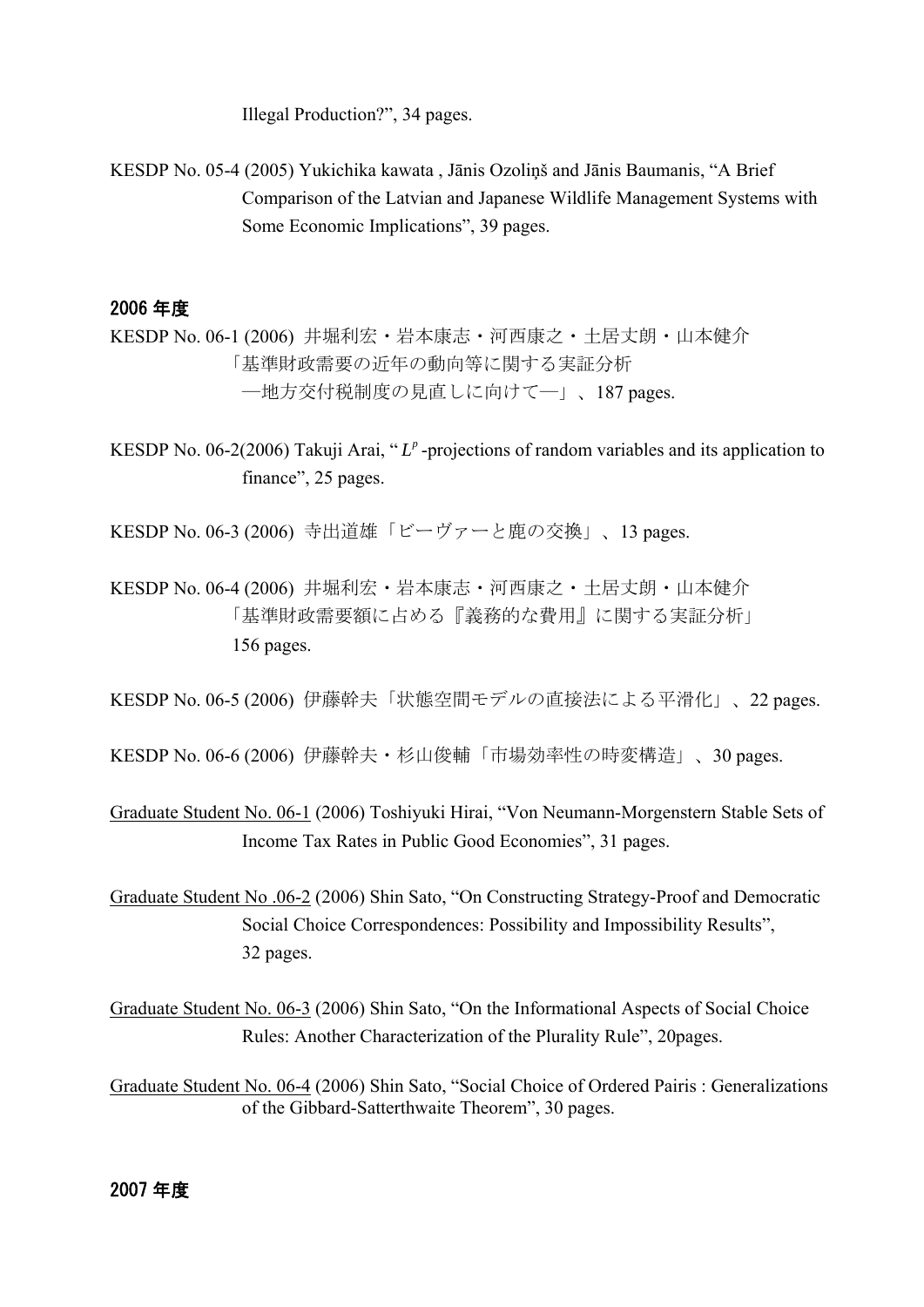Illegal Production?", 34 pages.

KESDP No. 05-4 (2005) Yukichika kawata , Jānis Ozoliņš and Jānis Baumanis, "A Brief Comparison of the Latvian and Japanese Wildlife Management Systems with Some Economic Implications", 39 pages.

## 2006 年度

KESDP No. 06-1 (2006) 井堀利宏・岩本康志・河西康之・土居丈朗・山本健介「基準財政需要の近年の動向等に関する実証分析—地方交付税制度の見直しに向けて—」、187 pages.

KESDP No. 06-2(2006) Takuji Arai, "$L^p$-projections of random variables and its application to finance", 25 pages.

KESDP No. 06-3 (2006) 寺出道雄「ビーヴァーと鹿の交換」、13 pages.

KESDP No. 06-4 (2006) 井堀利宏・岩本康志・河西康之・土居丈朗・山本健介「基準財政需要額に占める『義務的な費用』に関する実証分析」156 pages.

KESDP No. 06-5 (2006) 伊藤幹夫「状態空間モデルの直接法による平滑化」、22 pages.

KESDP No. 06-6 (2006) 伊藤幹夫・杉山俊輔「市場効率性の時変構造」、30 pages.

Graduate Student No. 06-1 (2006) Toshiyuki Hirai, "Von Neumann-Morgenstern Stable Sets of Income Tax Rates in Public Good Economies", 31 pages.

Graduate Student No .06-2 (2006) Shin Sato, "On Constructing Strategy-Proof and Democratic Social Choice Correspondences: Possibility and Impossibility Results", 32 pages.

Graduate Student No. 06-3 (2006) Shin Sato, "On the Informational Aspects of Social Choice Rules: Another Characterization of the Plurality Rule", 20pages.

Graduate Student No. 06-4 (2006) Shin Sato, "Social Choice of Ordered Pairis : Generalizations of the Gibbard-Satterthwaite Theorem", 30 pages.

## 2007 年度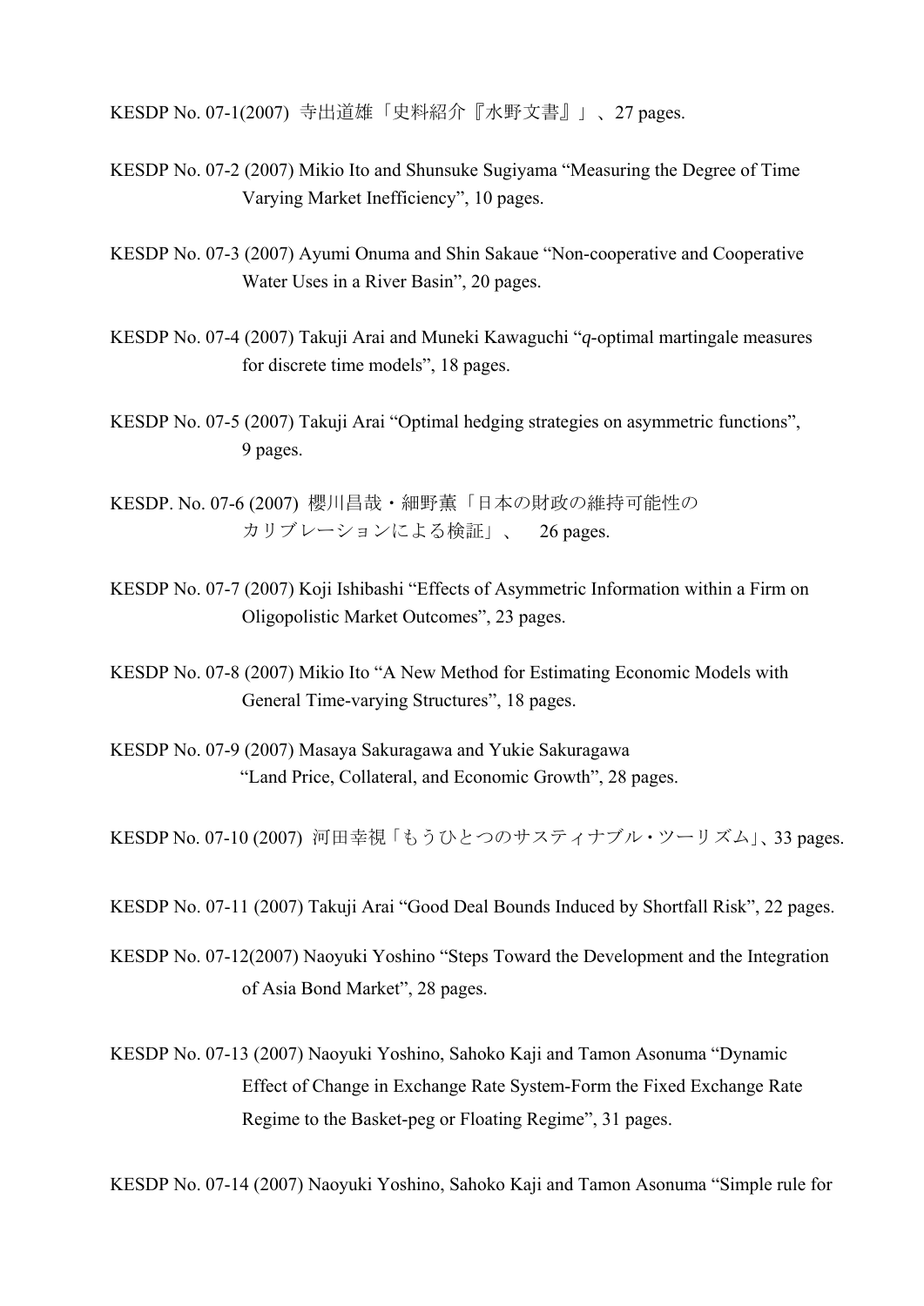KESDP No. 07-1(2007) 寺出道雄「史料紹介『水野文書』」、27 pages.

KESDP No. 07-2 (2007) Mikio Ito and Shunsuke Sugiyama “Measuring the Degree of Time Varying Market Inefficiency”, 10 pages.

KESDP No. 07-3 (2007) Ayumi Onuma and Shin Sakaue “Non-cooperative and Cooperative Water Uses in a River Basin”, 20 pages.

KESDP No. 07-4 (2007) Takuji Arai and Muneki Kawaguchi “*q*-optimal martingale measures for discrete time models”, 18 pages.

KESDP No. 07-5 (2007) Takuji Arai “Optimal hedging strategies on asymmetric functions”, 9 pages.

KESDP. No. 07-6 (2007) 櫻川昌哉・細野薫「日本の財政の維持可能性のカリブレーションによる検証」、 26 pages.

KESDP No. 07-7 (2007) Koji Ishibashi “Effects of Asymmetric Information within a Firm on Oligopolistic Market Outcomes”, 23 pages.

KESDP No. 07-8 (2007) Mikio Ito “A New Method for Estimating Economic Models with General Time-varying Structures”, 18 pages.

KESDP No. 07-9 (2007) Masaya Sakuragawa and Yukie Sakuragawa “Land Price, Collateral, and Economic Growth”, 28 pages.

KESDP No. 07-10 (2007) 河田幸視「もうひとつのサスティナブル・ツーリズム」、33 pages.

KESDP No. 07-11 (2007) Takuji Arai “Good Deal Bounds Induced by Shortfall Risk”, 22 pages.

KESDP No. 07-12(2007) Naoyuki Yoshino “Steps Toward the Development and the Integration of Asia Bond Market”, 28 pages.

KESDP No. 07-13 (2007) Naoyuki Yoshino, Sahoko Kaji and Tamon Asonuma “Dynamic Effect of Change in Exchange Rate System-Form the Fixed Exchange Rate Regime to the Basket-peg or Floating Regime”, 31 pages.

KESDP No. 07-14 (2007) Naoyuki Yoshino, Sahoko Kaji and Tamon Asonuma “Simple rule for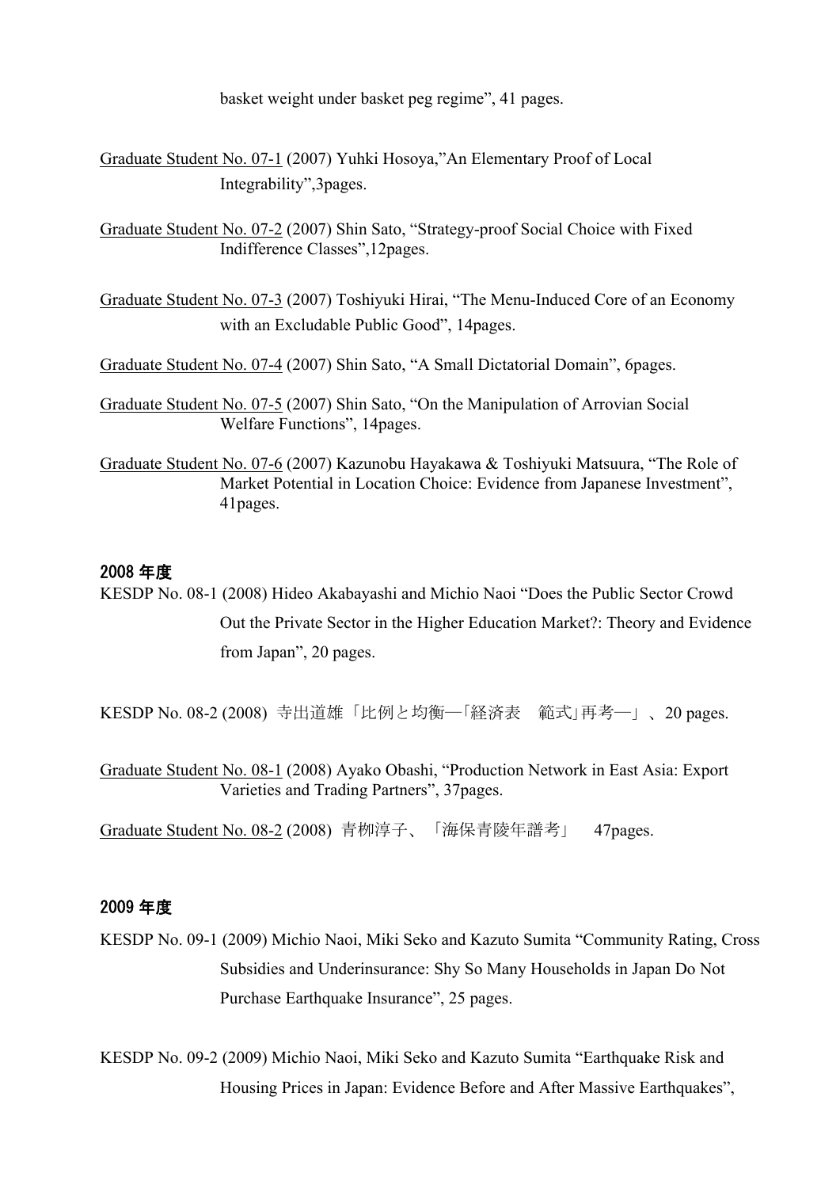basket weight under basket peg regime", 41 pages.

Graduate Student No. 07-1 (2007) Yuhki Hosoya,"An Elementary Proof of Local Integrability",3pages.

Graduate Student No. 07-2 (2007) Shin Sato, "Strategy-proof Social Choice with Fixed Indifference Classes",12pages.

Graduate Student No. 07-3 (2007) Toshiyuki Hirai, "The Menu-Induced Core of an Economy with an Excludable Public Good", 14pages.

Graduate Student No. 07-4 (2007) Shin Sato, "A Small Dictatorial Domain", 6pages.

Graduate Student No. 07-5 (2007) Shin Sato, "On the Manipulation of Arrovian Social Welfare Functions", 14pages.

Graduate Student No. 07-6 (2007) Kazunobu Hayakawa & Toshiyuki Matsuura, "The Role of Market Potential in Location Choice: Evidence from Japanese Investment", 41pages.

## 2008 年度

KESDP No. 08-1 (2008) Hideo Akabayashi and Michio Naoi "Does the Public Sector Crowd Out the Private Sector in the Higher Education Market?: Theory and Evidence from Japan", 20 pages.

KESDP No. 08-2 (2008) 寺出道雄「比例と均衡―｢経済表　範式｣再考―」、20 pages.

Graduate Student No. 08-1 (2008) Ayako Obashi, "Production Network in East Asia: Export Varieties and Trading Partners", 37pages.

Graduate Student No. 08-2 (2008) 青柳淳子、「海保青陵年譜考」　47pages.

## 2009 年度

KESDP No. 09-1 (2009) Michio Naoi, Miki Seko and Kazuto Sumita "Community Rating, Cross Subsidies and Underinsurance: Shy So Many Households in Japan Do Not Purchase Earthquake Insurance", 25 pages.

KESDP No. 09-2 (2009) Michio Naoi, Miki Seko and Kazuto Sumita "Earthquake Risk and Housing Prices in Japan: Evidence Before and After Massive Earthquakes",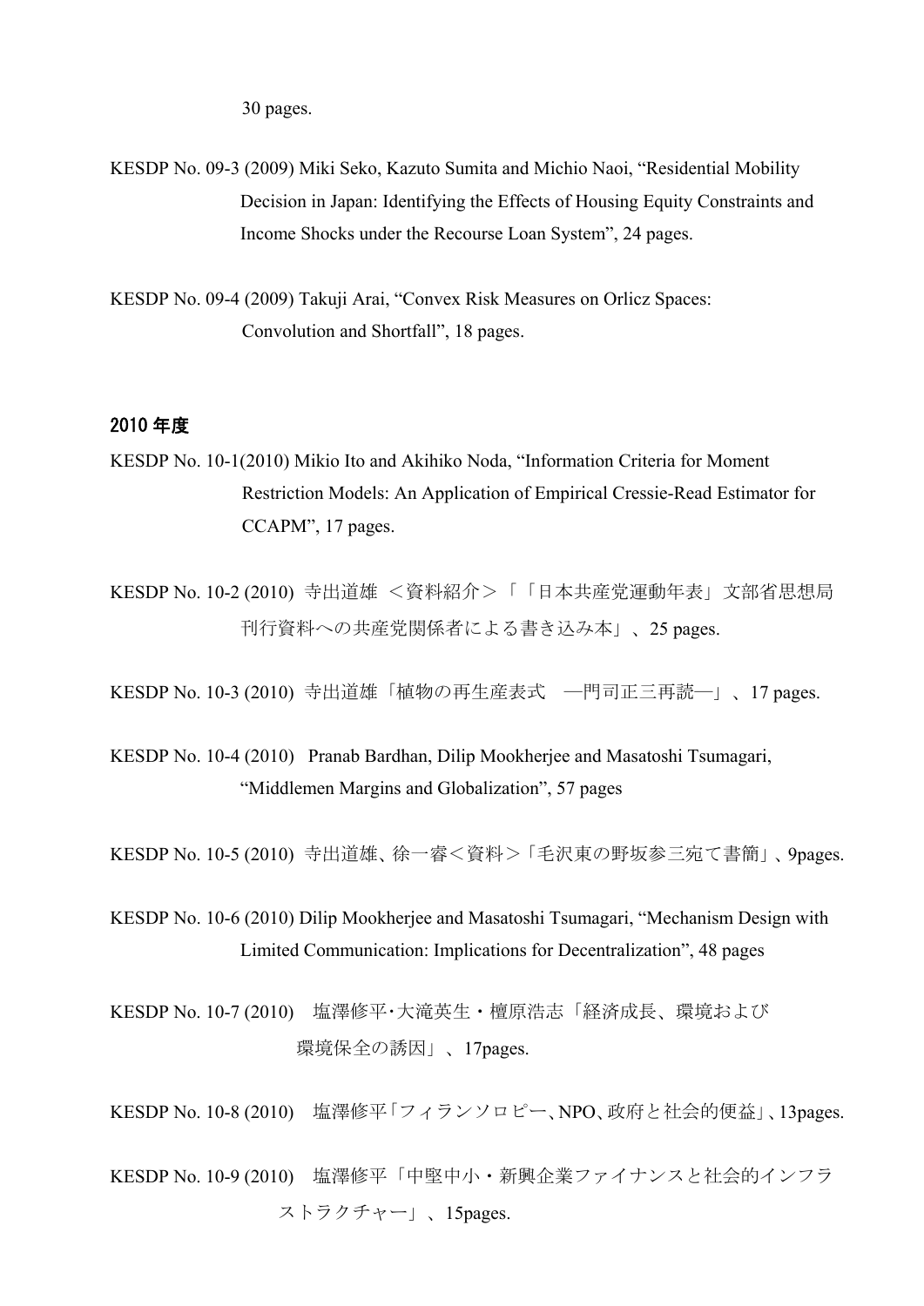30 pages.

KESDP No. 09-3 (2009) Miki Seko, Kazuto Sumita and Michio Naoi, "Residential Mobility Decision in Japan: Identifying the Effects of Housing Equity Constraints and Income Shocks under the Recourse Loan System", 24 pages.

KESDP No. 09-4 (2009) Takuji Arai, "Convex Risk Measures on Orlicz Spaces: Convolution and Shortfall", 18 pages.

## 2010 年度

KESDP No. 10-1(2010) Mikio Ito and Akihiko Noda, "Information Criteria for Moment Restriction Models: An Application of Empirical Cressie-Read Estimator for CCAPM", 17 pages.

KESDP No. 10-2 (2010) 寺出道雄 ＜資料紹介＞「「日本共産党運動年表」文部省思想局刊行資料への共産党関係者による書き込み本」、25 pages.

KESDP No. 10-3 (2010) 寺出道雄「植物の再生産表式 ―門司正三再読―」、17 pages.

KESDP No. 10-4 (2010) Pranab Bardhan, Dilip Mookherjee and Masatoshi Tsumagari, "Middlemen Margins and Globalization", 57 pages

KESDP No. 10-5 (2010) 寺出道雄、徐一睿＜資料＞「毛沢東の野坂参三宛て書簡」、9pages.

KESDP No. 10-6 (2010) Dilip Mookherjee and Masatoshi Tsumagari, "Mechanism Design with Limited Communication: Implications for Decentralization", 48 pages

KESDP No. 10-7 (2010) 塩澤修平･大滝英生・檀原浩志「経済成長、環境および環境保全の誘因」、17pages.

KESDP No. 10-8 (2010) 塩澤修平「フィランソロピー、NPO、政府と社会的便益」、13pages.

KESDP No. 10-9 (2010) 塩澤修平「中堅中小・新興企業ファイナンスと社会的インフラストラクチャー」、15pages.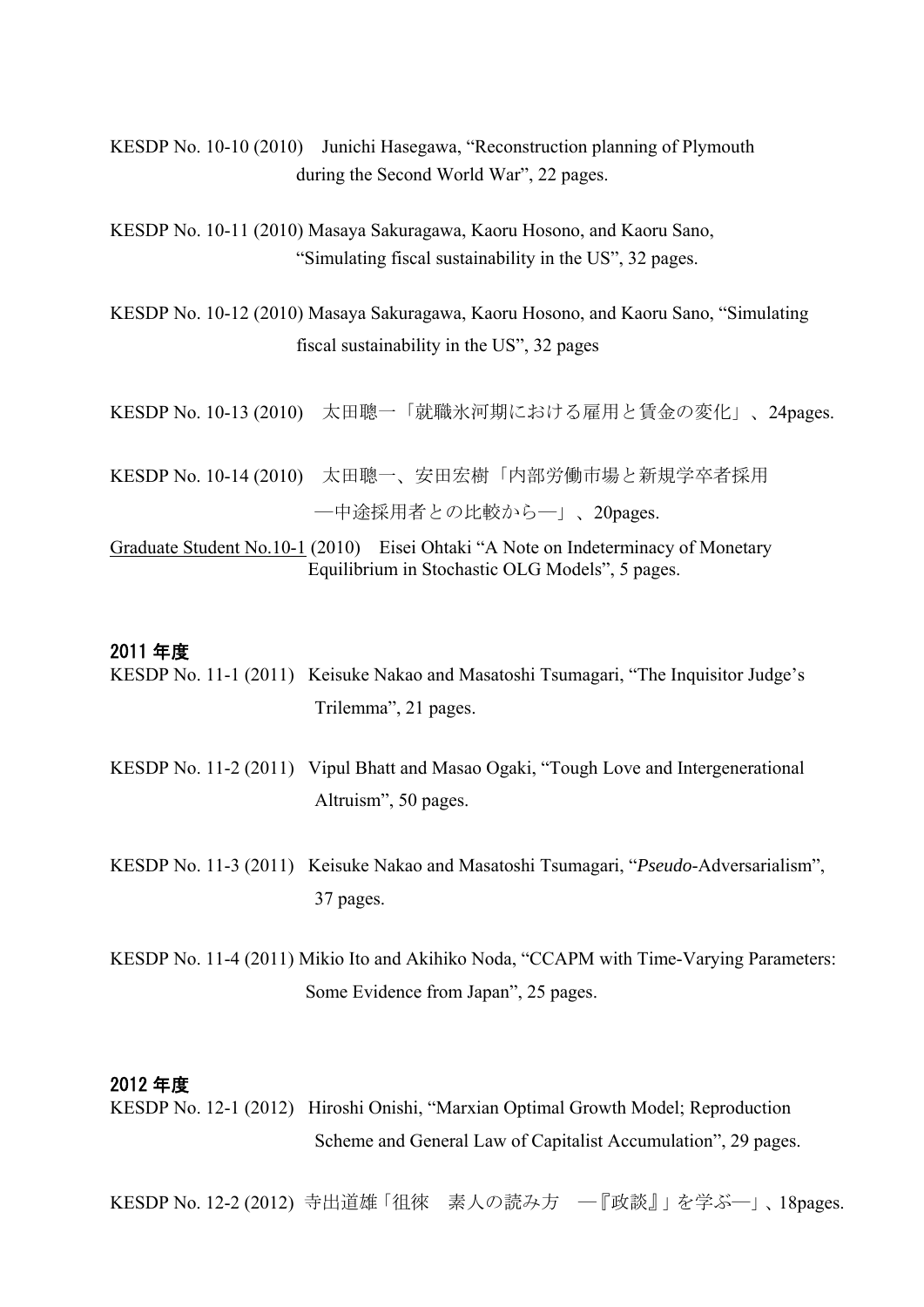KESDP No. 10-10 (2010) Junichi Hasegawa, “Reconstruction planning of Plymouth during the Second World War”, 22 pages.

KESDP No. 10-11 (2010) Masaya Sakuragawa, Kaoru Hosono, and Kaoru Sano, “Simulating fiscal sustainability in the US”, 32 pages.

KESDP No. 10-12 (2010) Masaya Sakuragawa, Kaoru Hosono, and Kaoru Sano, “Simulating fiscal sustainability in the US”, 32 pages

KESDP No. 10-13 (2010) 太田聰一「就職氷河期における雇用と賃金の変化」、24pages.

KESDP No. 10-14 (2010) 太田聰一、安田宏樹「内部労働市場と新規学卒者採用―中途採用者との比較から―」、20pages.

Graduate Student No.10-1 (2010) Eisei Ohtaki “A Note on Indeterminacy of Monetary Equilibrium in Stochastic OLG Models”, 5 pages.

## 2011 年度

KESDP No. 11-1 (2011) Keisuke Nakao and Masatoshi Tsumagari, “The Inquisitor Judge’s Trilemma”, 21 pages.

KESDP No. 11-2 (2011) Vipul Bhatt and Masao Ogaki, “Tough Love and Intergenerational Altruism”, 50 pages.

KESDP No. 11-3 (2011) Keisuke Nakao and Masatoshi Tsumagari, “*Pseudo*-Adversarialism”, 37 pages.

KESDP No. 11-4 (2011) Mikio Ito and Akihiko Noda, “CCAPM with Time-Varying Parameters: Some Evidence from Japan”, 25 pages.

## 2012 年度

KESDP No. 12-1 (2012) Hiroshi Onishi, “Marxian Optimal Growth Model; Reproduction Scheme and General Law of Capitalist Accumulation”, 29 pages.

KESDP No. 12-2 (2012) 寺出道雄「徂徠 素人の読み方 ―『政談』」を学ぶ―」、18pages.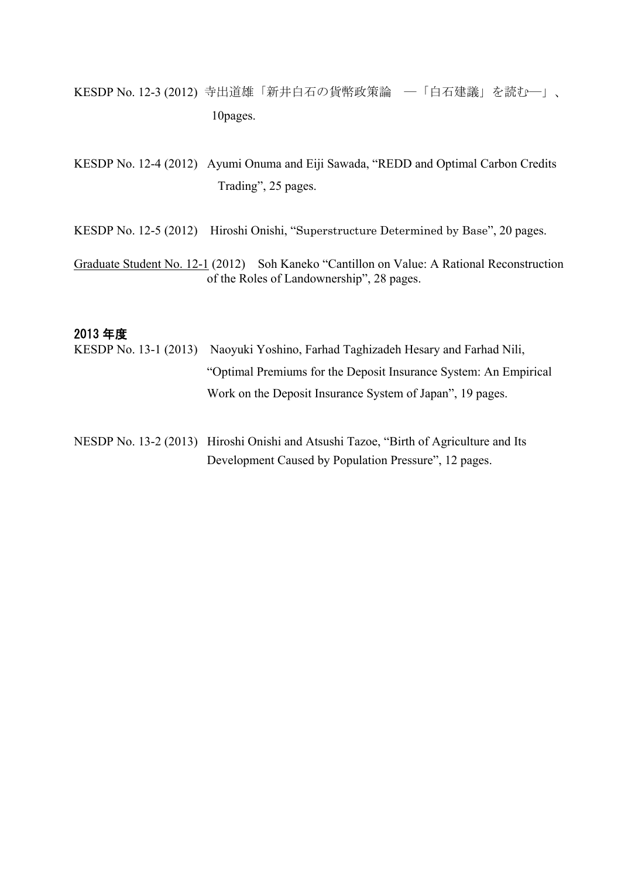KESDP No. 12-3 (2012) 寺出道雄「新井白石の貨幣政策論　―「白石建議」を読む―」、10pages.

KESDP No. 12-4 (2012) Ayumi Onuma and Eiji Sawada, "REDD and Optimal Carbon Credits Trading", 25 pages.

KESDP No. 12-5 (2012) Hiroshi Onishi, "Superstructure Determined by Base", 20 pages.

Graduate Student No. 12-1 (2012) Soh Kaneko "Cantillon on Value: A Rational Reconstruction of the Roles of Landownership", 28 pages.

## 2013 年度

KESDP No. 13-1 (2013) Naoyuki Yoshino, Farhad Taghizadeh Hesary and Farhad Nili, "Optimal Premiums for the Deposit Insurance System: An Empirical Work on the Deposit Insurance System of Japan", 19 pages.

NESDP No. 13-2 (2013) Hiroshi Onishi and Atsushi Tazoe, "Birth of Agriculture and Its Development Caused by Population Pressure", 12 pages.